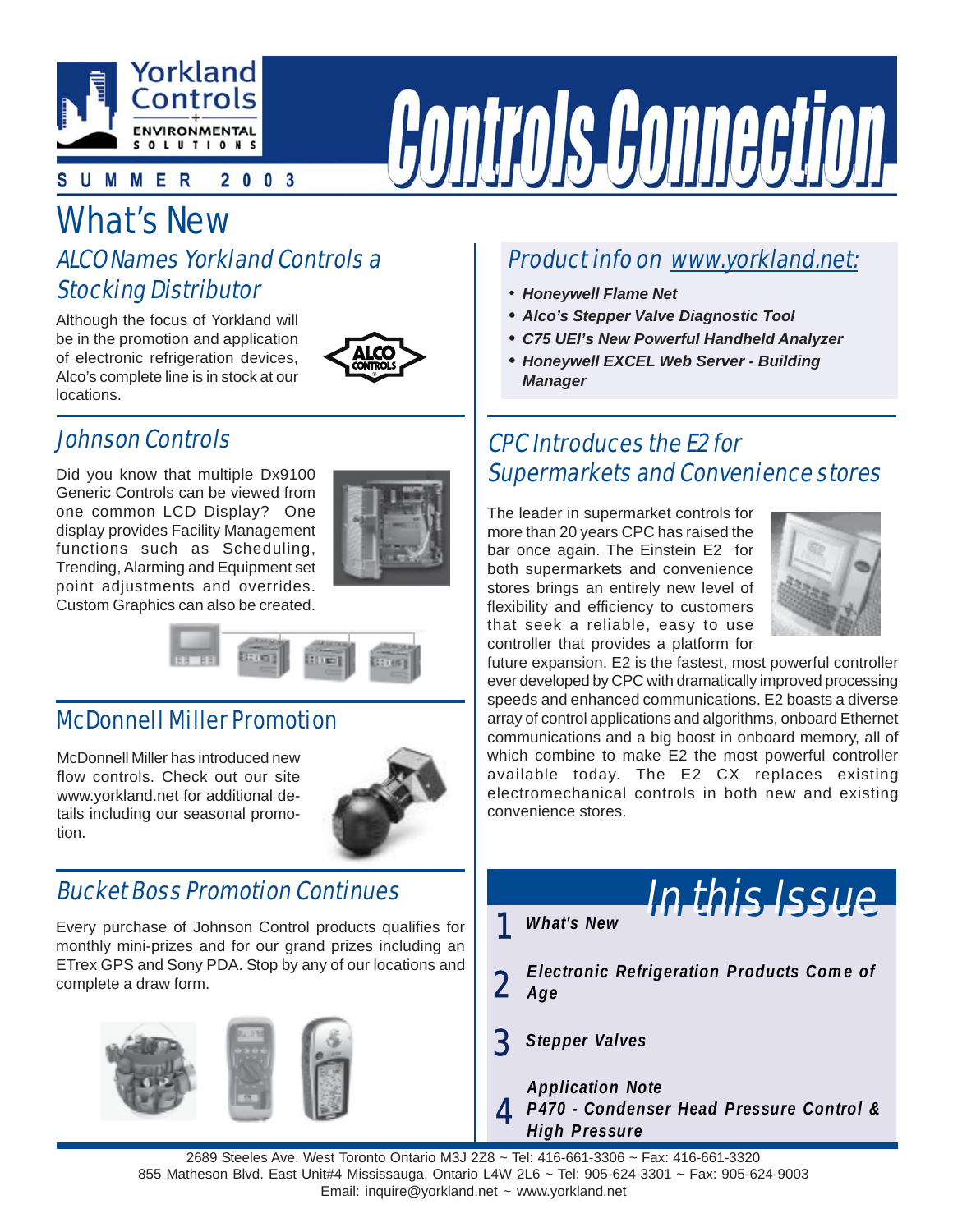# Controls Connection

Yorkland Controls — Environmental Solutions

SUMMER 2003

# What's New

## ALCO Names Yorkland Controls a Stocking Distributor

Although the focus of Yorkland will be in the promotion and application of electronic refrigeration devices, Alco's complete line is in stock at our locations.

## Johnson Controls

Did you know that multiple Dx9100 Generic Controls can be viewed from one common LCD Display? One display provides Facility Management functions such as Scheduling, Trending, Alarming and Equipment set point adjustments and overrides. Custom Graphics can also be created.

## McDonnell Miller Promotion

McDonnell Miller has introduced new flow controls. Check out our site www.yorkland.net for additional details including our seasonal promotion.

## Bucket Boss Promotion Continues

Every purchase of Johnson Control products qualifies for monthly mini-prizes and for our grand prizes including an ETrex GPS and Sony PDA. Stop by any of our locations and complete a draw form.

## Product info on www.yorkland.net:

- ***Honeywell Flame Net***
- ***Alco's Stepper Valve Diagnostic Tool***
- ***C75 UEI's New Powerful Handheld Analyzer***
- ***Honeywell EXCEL Web Server - Building Manager***

## CPC Introduces the E2 for Supermarkets and Convenience stores

The leader in supermarket controls for more than 20 years CPC has raised the bar once again. The Einstein E2 for both supermarkets and convenience stores brings an entirely new level of flexibility and efficiency to customers that seek a reliable, easy to use controller that provides a platform for future expansion. E2 is the fastest, most powerful controller ever developed by CPC with dramatically improved processing speeds and enhanced communications. E2 boasts a diverse array of control applications and algorithms, onboard Ethernet communications and a big boost in onboard memory, all of which combine to make E2 the most powerful controller available today. The E2 CX replaces existing electromechanical controls in both new and existing convenience stores.

## In this Issue

1. ***What's New***
2. ***Electronic Refrigeration Products Come of Age***
3. ***Stepper Valves***
4. ***Application Note P470 - Condenser Head Pressure Control & High Pressure***

2689 Steeles Ave. West Toronto Ontario M3J 2Z8 ~ Tel: 416-661-3306 ~ Fax: 416-661-3320
855 Matheson Blvd. East Unit#4 Mississauga, Ontario L4W 2L6 ~ Tel: 905-624-3301 ~ Fax: 905-624-9003
Email: inquire@yorkland.net ~ www.yorkland.net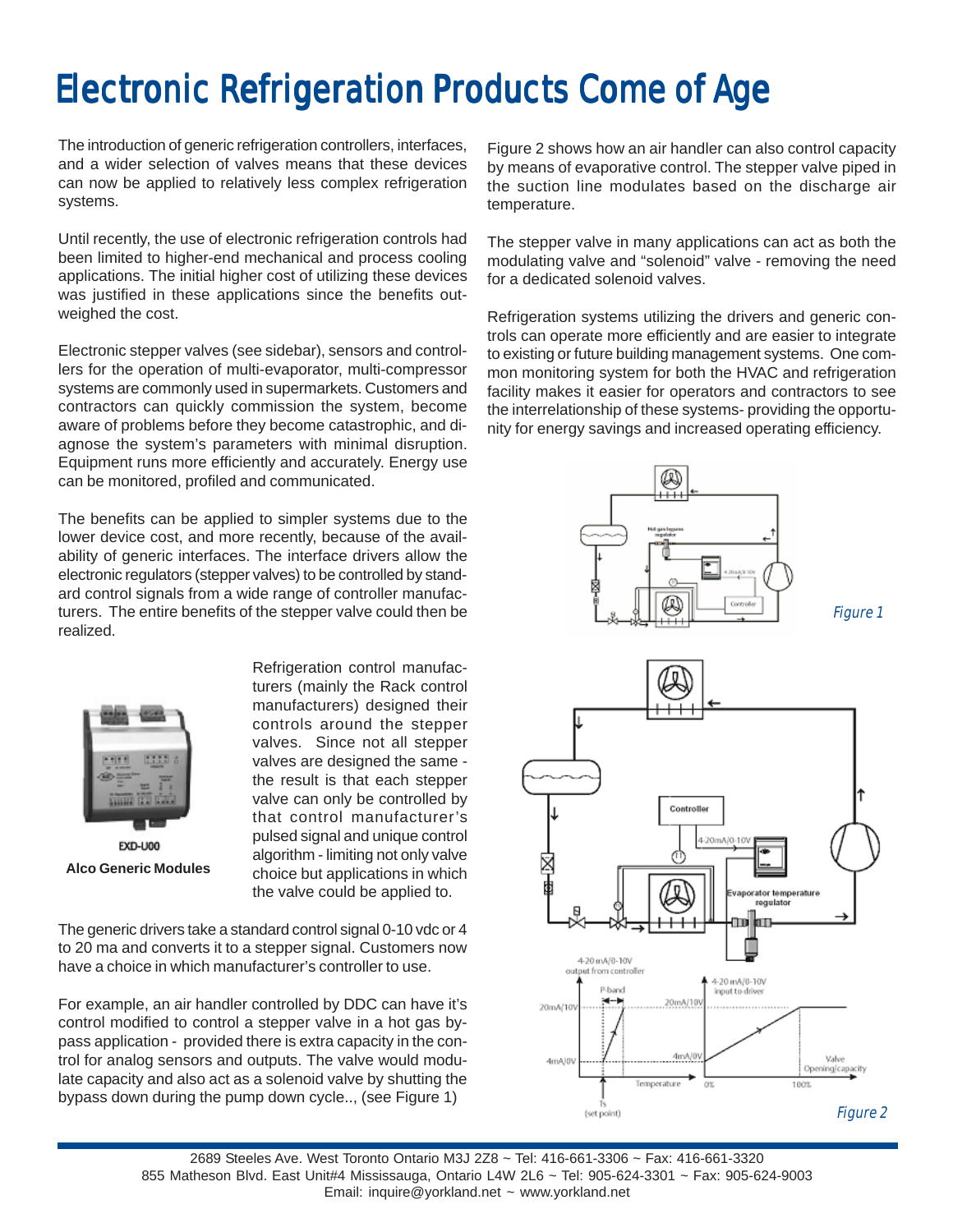# Electronic Refrigeration Products Come of Age

The introduction of generic refrigeration controllers, interfaces, and a wider selection of valves means that these devices can now be applied to relatively less complex refrigeration systems.

Until recently, the use of electronic refrigeration controls had been limited to higher-end mechanical and process cooling applications. The initial higher cost of utilizing these devices was justified in these applications since the benefits outweighed the cost.

Electronic stepper valves (see sidebar), sensors and controllers for the operation of multi-evaporator, multi-compressor systems are commonly used in supermarkets. Customers and contractors can quickly commission the system, become aware of problems before they become catastrophic, and diagnose the system's parameters with minimal disruption. Equipment runs more efficiently and accurately. Energy use can be monitored, profiled and communicated.

The benefits can be applied to simpler systems due to the lower device cost, and more recently, because of the availability of generic interfaces. The interface drivers allow the electronic regulators (stepper valves) to be controlled by standard control signals from a wide range of controller manufacturers. The entire benefits of the stepper valve could then be realized.

EXD-U00

**Alco Generic Modules**

Refrigeration control manufacturers (mainly the Rack control manufacturers) designed their controls around the stepper valves. Since not all stepper valves are designed the same - the result is that each stepper valve can only be controlled by that control manufacturer's pulsed signal and unique control algorithm - limiting not only valve choice but applications in which the valve could be applied to.

The generic drivers take a standard control signal 0-10 vdc or 4 to 20 ma and converts it to a stepper signal. Customers now have a choice in which manufacturer's controller to use.

For example, an air handler controlled by DDC can have it's control modified to control a stepper valve in a hot gas bypass application - provided there is extra capacity in the control for analog sensors and outputs. The valve would modulate capacity and also act as a solenoid valve by shutting the bypass down during the pump down cycle.., (see Figure 1)

Figure 2 shows how an air handler can also control capacity by means of evaporative control. The stepper valve piped in the suction line modulates based on the discharge air temperature.

The stepper valve in many applications can act as both the modulating valve and "solenoid" valve - removing the need for a dedicated solenoid valves.

Refrigeration systems utilizing the drivers and generic controls can operate more efficiently and are easier to integrate to existing or future building management systems. One common monitoring system for both the HVAC and refrigeration facility makes it easier for operators and contractors to see the interrelationship of these systems- providing the opportunity for energy savings and increased operating efficiency.

*Figure 1*

*Figure 2*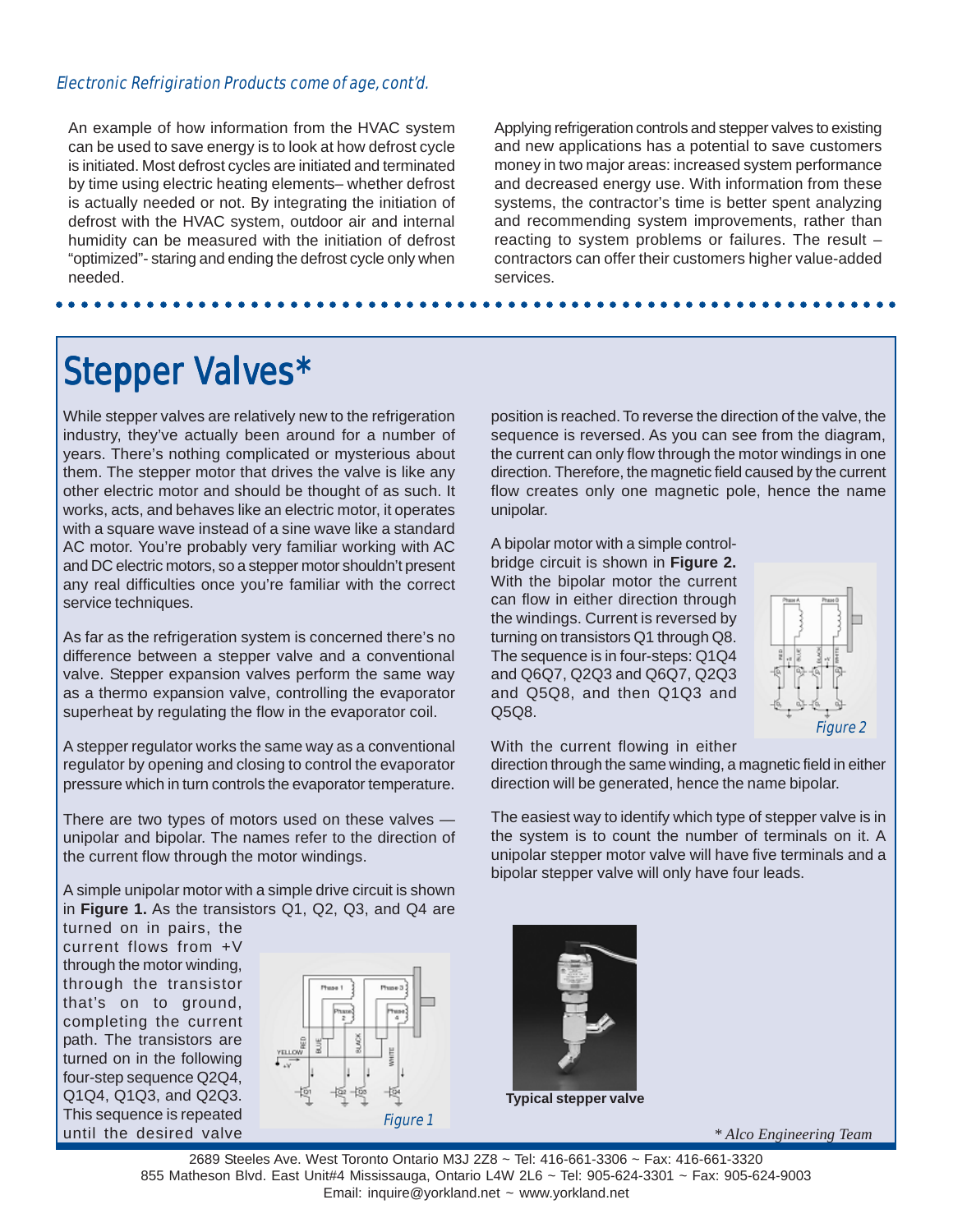*Electronic Refrigiration Products come of age, cont'd.*

An example of how information from the HVAC system can be used to save energy is to look at how defrost cycle is initiated. Most defrost cycles are initiated and terminated by time using electric heating elements– whether defrost is actually needed or not. By integrating the initiation of defrost with the HVAC system, outdoor air and internal humidity can be measured with the initiation of defrost "optimized"- staring and ending the defrost cycle only when needed.

Applying refrigeration controls and stepper valves to existing and new applications has a potential to save customers money in two major areas: increased system performance and decreased energy use. With information from these systems, the contractor's time is better spent analyzing and recommending system improvements, rather than reacting to system problems or failures. The result – contractors can offer their customers higher value-added services.

# Stepper Valves*

While stepper valves are relatively new to the refrigeration industry, they've actually been around for a number of years. There's nothing complicated or mysterious about them. The stepper motor that drives the valve is like any other electric motor and should be thought of as such. It works, acts, and behaves like an electric motor, it operates with a square wave instead of a sine wave like a standard AC motor. You're probably very familiar working with AC and DC electric motors, so a stepper motor shouldn't present any real difficulties once you're familiar with the correct service techniques.

As far as the refrigeration system is concerned there's no difference between a stepper valve and a conventional valve. Stepper expansion valves perform the same way as a thermo expansion valve, controlling the evaporator superheat by regulating the flow in the evaporator coil.

A stepper regulator works the same way as a conventional regulator by opening and closing to control the evaporator pressure which in turn controls the evaporator temperature.

There are two types of motors used on these valves — unipolar and bipolar. The names refer to the direction of the current flow through the motor windings.

A simple unipolar motor with a simple drive circuit is shown in **Figure 1.** As the transistors Q1, Q2, Q3, and Q4 are turned on in pairs, the current flows from +V through the motor winding, through the transistor that's on to ground, completing the current path. The transistors are turned on in the following four-step sequence Q2Q4, Q1Q4, Q1Q3, and Q2Q3. This sequence is repeated until the desired valve position is reached. To reverse the direction of the valve, the sequence is reversed. As you can see from the diagram, the current can only flow through the motor windings in one direction. Therefore, the magnetic field caused by the current flow creates only one magnetic pole, hence the name unipolar.

*Figure 1*

A bipolar motor with a simple control-bridge circuit is shown in **Figure 2.** With the bipolar motor the current can flow in either direction through the windings. Current is reversed by turning on transistors Q1 through Q8. The sequence is in four-steps: Q1Q4 and Q6Q7, Q2Q3 and Q6Q7, Q2Q3 and Q5Q8, and then Q1Q3 and Q5Q8.

*Figure 2*

With the current flowing in either direction through the same winding, a magnetic field in either direction will be generated, hence the name bipolar.

The easiest way to identify which type of stepper valve is in the system is to count the number of terminals on it. A unipolar stepper motor valve will have five terminals and a bipolar stepper valve will only have four leads.

**Typical stepper valve**

*\* Alco Engineering Team*

2689 Steeles Ave. West Toronto Ontario M3J 2Z8 ~ Tel: 416-661-3306 ~ Fax: 416-661-3320
855 Matheson Blvd. East Unit#4 Mississauga, Ontario L4W 2L6 ~ Tel: 905-624-3301 ~ Fax: 905-624-9003
Email: inquire@yorkland.net ~ www.yorkland.net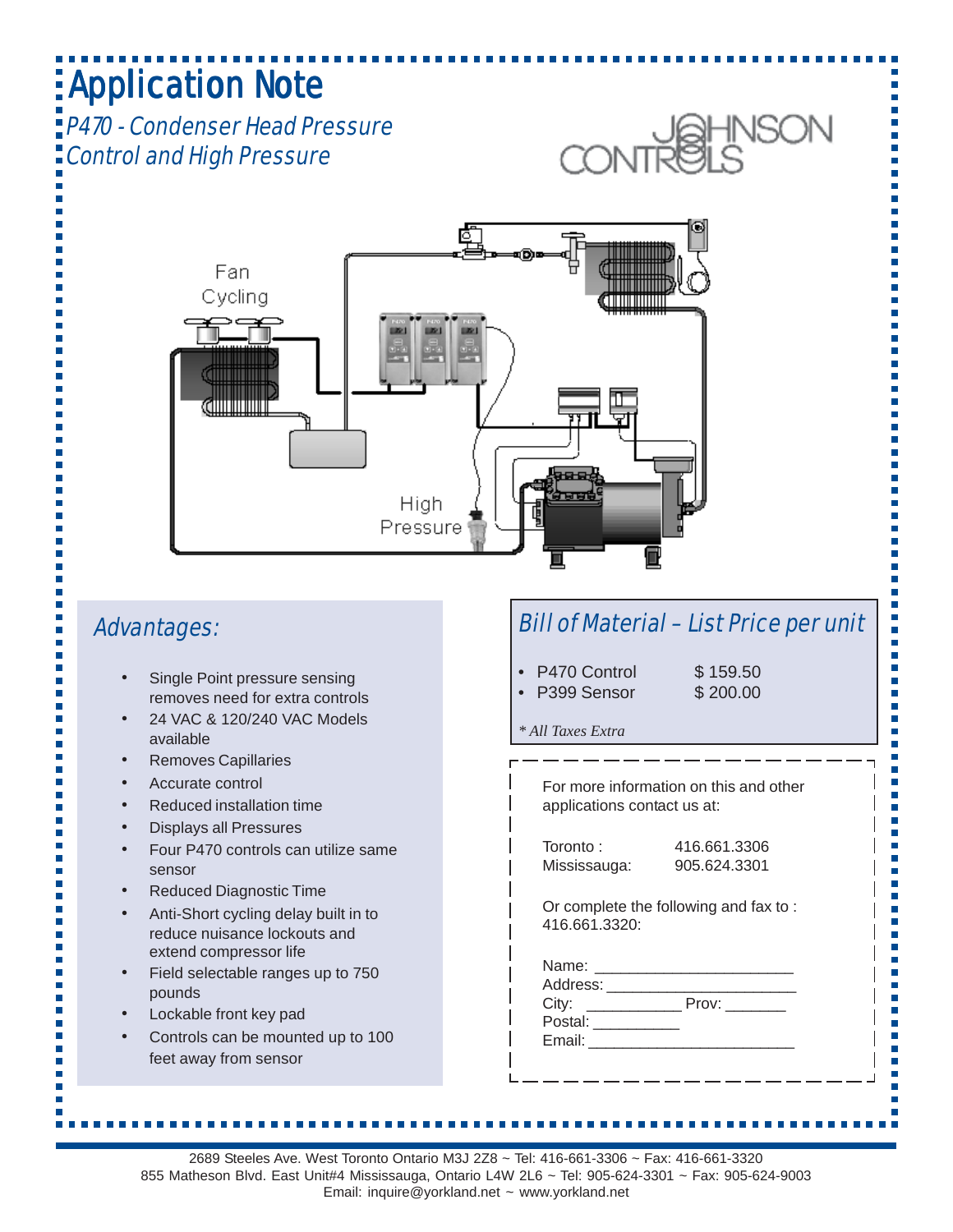# Application Note

*P470 - Condenser Head Pressure Control and High Pressure*

JOHNSON CONTROLS

Fan Cycling

High Pressure

## *Advantages:*

- Single Point pressure sensing removes need for extra controls
- 24 VAC & 120/240 VAC Models available
- Removes Capillaries
- Accurate control
- Reduced installation time
- Displays all Pressures
- Four P470 controls can utilize same sensor
- Reduced Diagnostic Time
- Anti-Short cycling delay built in to reduce nuisance lockouts and extend compressor life
- Field selectable ranges up to 750 pounds
- Lockable front key pad
- Controls can be mounted up to 100 feet away from sensor

## *Bill of Material – List Price per unit*

- P470 Control $ 159.50
- P399 Sensor $ 200.00

*\* All Taxes Extra*

For more information on this and other applications contact us at:

Toronto : 416.661.3306
Mississauga: 905.624.3301

Or complete the following and fax to : 416.661.3320:

Name: ______________________
Address: _____________________
City: ___________ Prov: _______
Postal: __________
Email: _______________________

2689 Steeles Ave. West Toronto Ontario M3J 2Z8 ~ Tel: 416-661-3306 ~ Fax: 416-661-3320
855 Matheson Blvd. East Unit#4 Mississauga, Ontario L4W 2L6 ~ Tel: 905-624-3301 ~ Fax: 905-624-9003
Email: inquire@yorkland.net ~ www.yorkland.net